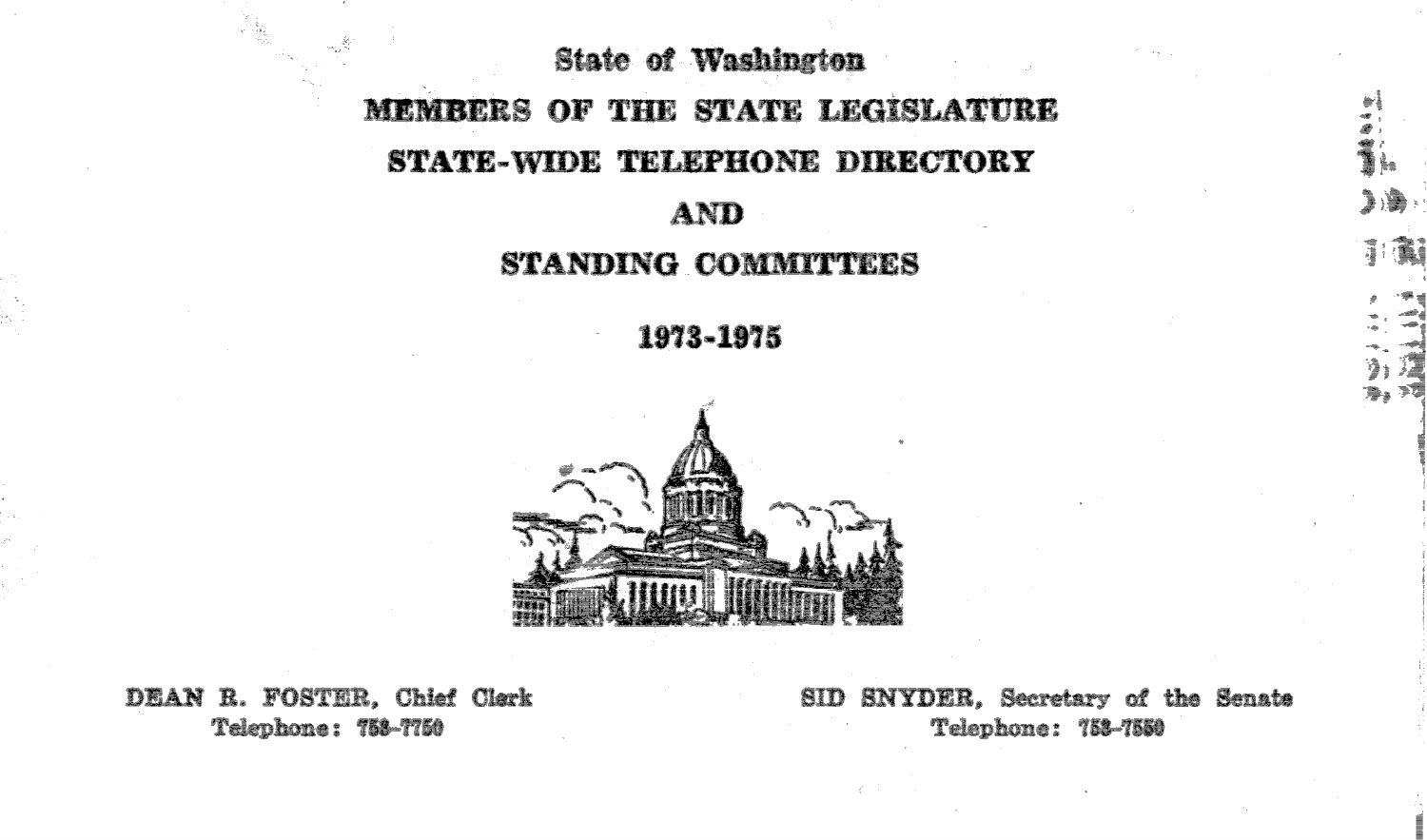# State of Washington

# MEMBERS OF THE STATE LEGISLATURE

# STATE-WIDE TELEPHONE DIRECTORY

# AND

# STANDING COMMITTEES

# 1973-1975

**DEAN R. FOSTER**, Chief Clerk
Telephone: 753-7750

**SID SNYDER**, Secretary of the Senate
Telephone: 753-7550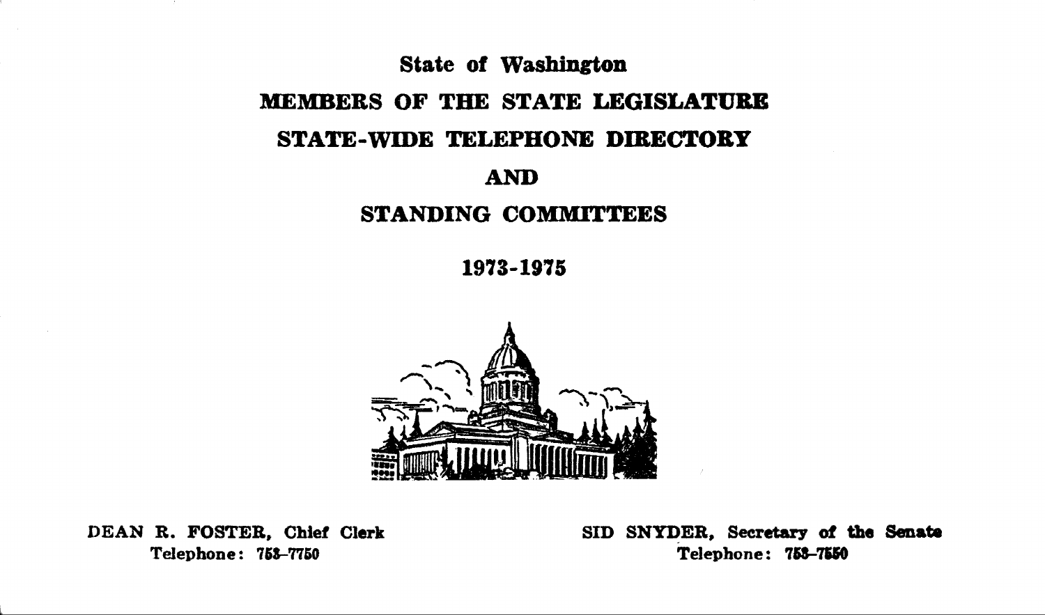# State of Washington

# MEMBERS OF THE STATE LEGISLATURE

# STATE-WIDE TELEPHONE DIRECTORY

# AND

# STANDING COMMITTEES

## 1973-1975

**DEAN R. FOSTER, Chief Clerk**
Telephone: 753-7750

**SID SNYDER, Secretary of the Senate**
Telephone: 753-7550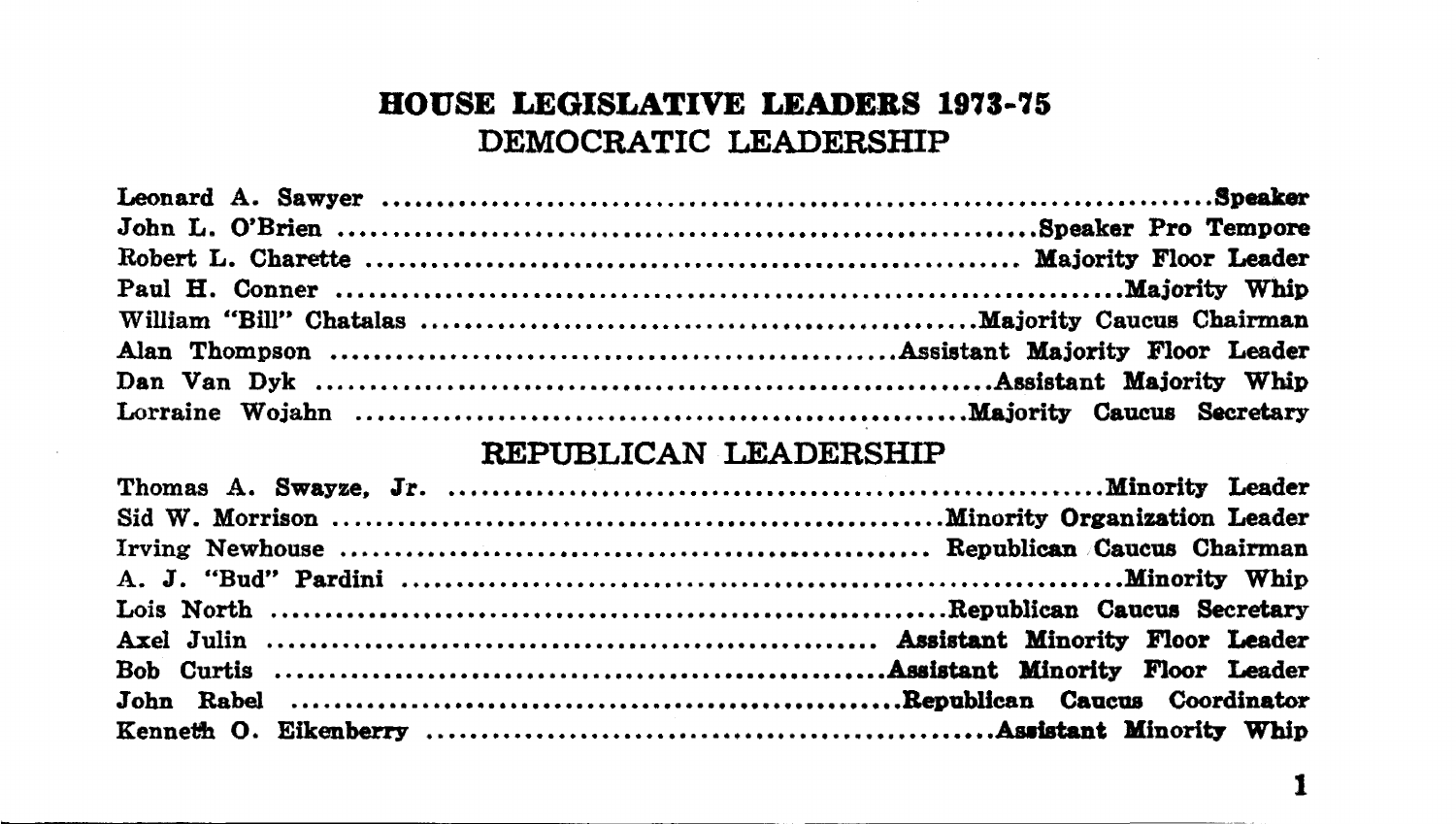# HOUSE LEGISLATIVE LEADERS 1973-75

## DEMOCRATIC LEADERSHIP

| Name | Position |
|---|---|
| Leonard A. Sawyer | Speaker |
| John L. O'Brien | Speaker Pro Tempore |
| Robert L. Charette | Majority Floor Leader |
| Paul H. Conner | Majority Whip |
| William "Bill" Chatalas | Majority Caucus Chairman |
| Alan Thompson | Assistant Majority Floor Leader |
| Dan Van Dyk | Assistant Majority Whip |
| Lorraine Wojahn | Majority Caucus Secretary |

## REPUBLICAN LEADERSHIP

| Name | Position |
|---|---|
| Thomas A. Swayze, Jr. | Minority Leader |
| Sid W. Morrison | Minority Organization Leader |
| Irving Newhouse | Republican Caucus Chairman |
| A. J. "Bud" Pardini | Minority Whip |
| Lois North | Republican Caucus Secretary |
| Axel Julin | Assistant Minority Floor Leader |
| Bob Curtis | Assistant Minority Floor Leader |
| John Rabel | Republican Caucus Coordinator |
| Kenneth O. Eikenberry | Assistant Minority Whip |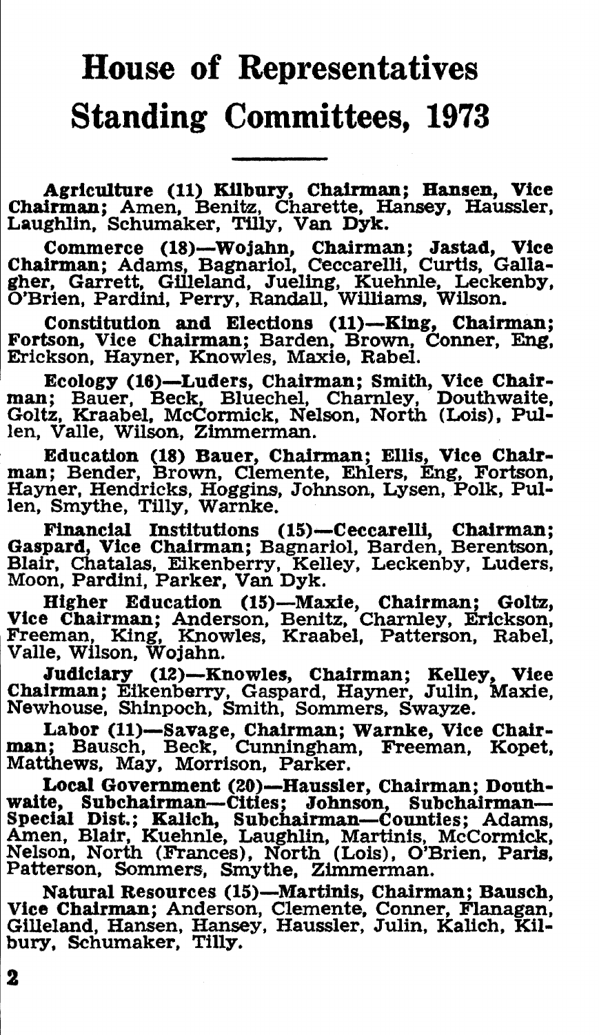# House of Representatives Standing Committees, 1973

**Agriculture (11) Kilbury, Chairman; Hansen, Vice Chairman;** Amen, Benitz, Charette, Hansey, Haussler, Laughlin, Schumaker, Tilly, Van Dyk.

**Commerce (18)—Wojahn, Chairman; Jastad, Vice Chairman;** Adams, Bagnariol, Ceccarelli, Curtis, Gallagher, Garrett, Gilleland, Jueling, Kuehnle, Leckenby, O'Brien, Pardini, Perry, Randall, Williams, Wilson.

**Constitution and Elections (11)—King, Chairman; Fortson, Vice Chairman;** Barden, Brown, Conner, Eng, Erickson, Hayner, Knowles, Maxie, Rabel.

**Ecology (16)—Luders, Chairman; Smith, Vice Chairman;** Bauer, Beck, Bluechel, Charnley, Douthwaite, Goltz, Kraabel, McCormick, Nelson, North (Lois), Pullen, Valle, Wilson, Zimmerman.

**Education (18) Bauer, Chairman; Ellis, Vice Chairman;** Bender, Brown, Clemente, Ehlers, Eng, Fortson, Hayner, Hendricks, Hoggins, Johnson, Lysen, Polk, Pullen, Smythe, Tilly, Warnke.

**Financial Institutions (15)—Ceccarelli, Chairman; Gaspard, Vice Chairman;** Bagnariol, Barden, Berentson, Blair, Chatalas, Eikenberry, Kelley, Leckenby, Luders, Moon, Pardini, Parker, Van Dyk.

**Higher Education (15)—Maxie, Chairman; Goltz, Vice Chairman;** Anderson, Benitz, Charnley, Erickson, Freeman, King, Knowles, Kraabel, Patterson, Rabel, Valle, Wilson, Wojahn.

**Judiciary (12)—Knowles, Chairman; Kelley, Vice Chairman;** Eikenberry, Gaspard, Hayner, Julin, Maxie, Newhouse, Shinpoch, Smith, Sommers, Swayze.

**Labor (11)—Savage, Chairman; Warnke, Vice Chairman;** Bausch, Beck, Cunningham, Freeman, Kopet, Matthews, May, Morrison, Parker.

**Local Government (20)—Haussler, Chairman; Douthwaite, Subchairman—Cities; Johnson, Subchairman—Special Dist.; Kalich, Subchairman—Counties;** Adams, Amen, Blair, Kuehnle, Laughlin, Martinis, McCormick, Nelson, North (Frances), North (Lois), O'Brien, Paris, Patterson, Sommers, Smythe, Zimmerman.

**Natural Resources (15)—Martinis, Chairman; Bausch, Vice Chairman;** Anderson, Clemente, Conner, Flanagan, Gilleland, Hansen, Hansey, Haussler, Julin, Kalich, Kilbury, Schumaker, Tilly.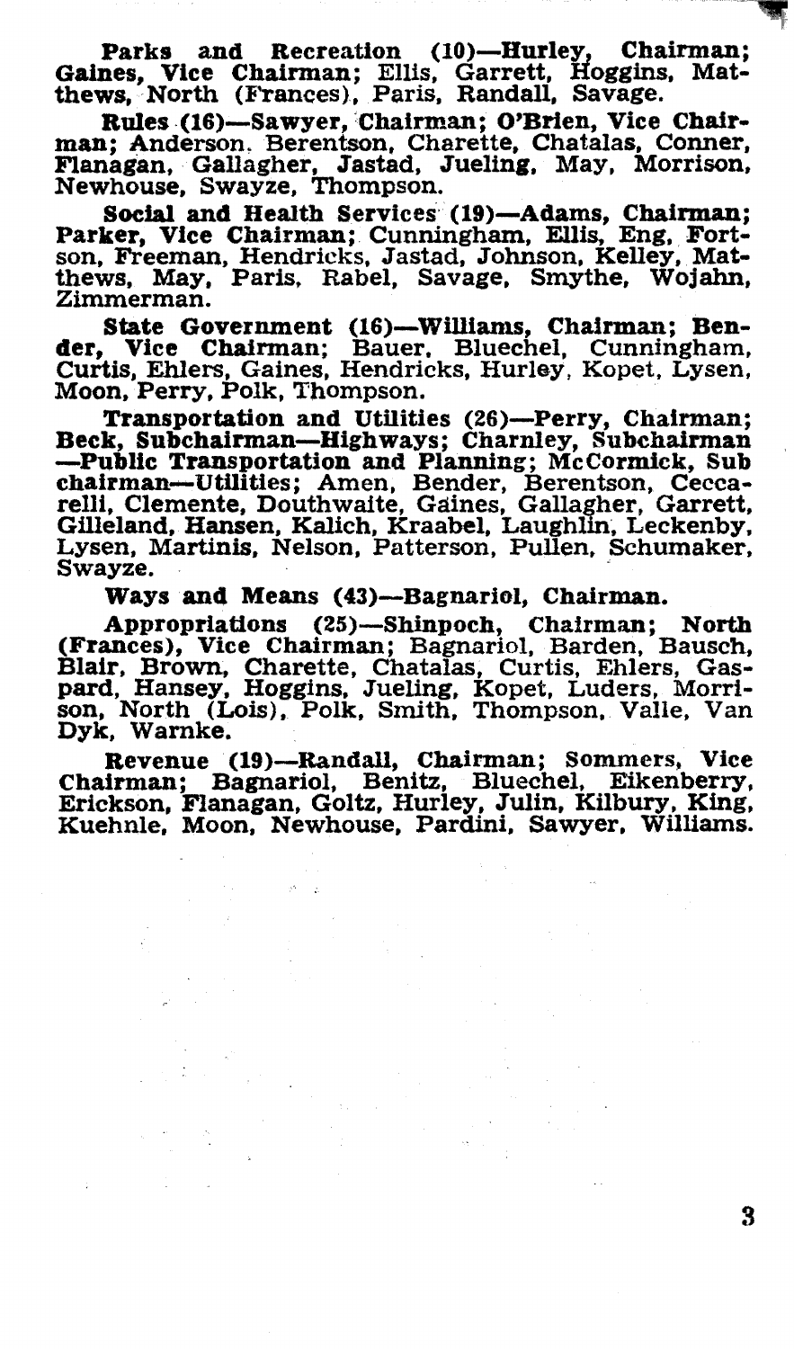**Parks and Recreation (10)—Hurley, Chairman; Gaines, Vice Chairman;** Ellis, Garrett, Hoggins, Matthews, North (Frances), Paris, Randall, Savage.

**Rules (16)—Sawyer, Chairman; O'Brien, Vice Chairman;** Anderson, Berentson, Charette, Chatalas, Conner, Flanagan, Gallagher, Jastad, Jueling, May, Morrison, Newhouse, Swayze, Thompson.

**Social and Health Services (19)—Adams, Chairman; Parker, Vice Chairman;** Cunningham, Ellis, Eng, Fortson, Freeman, Hendricks, Jastad, Johnson, Kelley, Matthews, May, Paris, Rabel, Savage, Smythe, Wojahn, Zimmerman.

**State Government (16)—Williams, Chairman; Bender, Vice Chairman;** Bauer, Bluechel, Cunningham, Curtis, Ehlers, Gaines, Hendricks, Hurley, Kopet, Lysen, Moon, Perry, Polk, Thompson.

**Transportation and Utilities (26)—Perry, Chairman; Beck, Subchairman—Highways; Charnley, Subchairman —Public Transportation and Planning; McCormick, Sub chairman—Utilities;** Amen, Bender, Berentson, Ceccarelli, Clemente, Douthwaite, Gaines, Gallagher, Garrett, Gilleland, Hansen, Kalich, Kraabel, Laughlin, Leckenby, Lysen, Martinis, Nelson, Patterson, Pullen, Schumaker, Swayze.

**Ways and Means (43)—Bagnariol, Chairman.**

**Appropriations (25)—Shinpoch, Chairman; North (Frances), Vice Chairman;** Bagnariol, Barden, Bausch, Blair, Brown, Charette, Chatalas, Curtis, Ehlers, Gaspard, Hansey, Hoggins, Jueling, Kopet, Luders, Morrison, North (Lois), Polk, Smith, Thompson, Valle, Van Dyk, Warnke.

**Revenue (19)—Randall, Chairman; Sommers, Vice Chairman;** Bagnariol, Benitz, Bluechel, Eikenberry, Erickson, Flanagan, Goltz, Hurley, Julin, Kilbury, King, Kuehnle, Moon, Newhouse, Pardini, Sawyer, Williams.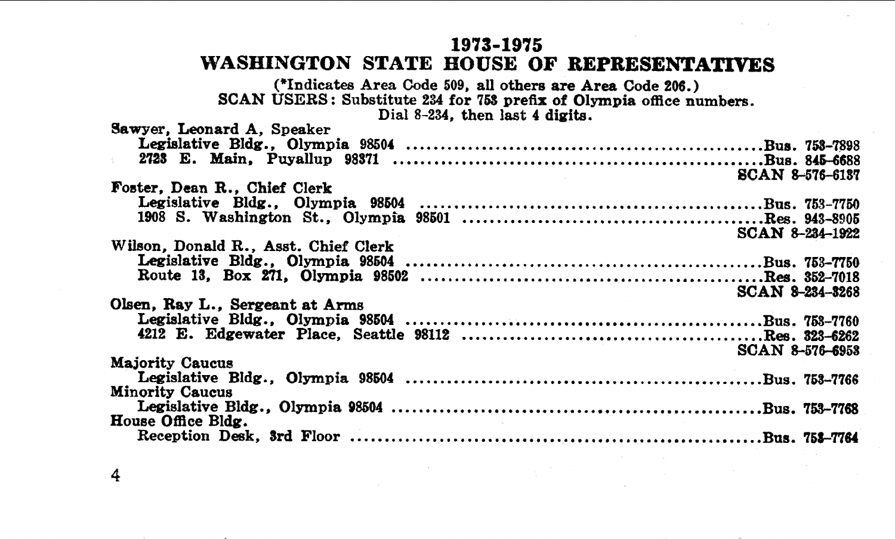# 1973-1975
# WASHINGTON STATE HOUSE OF REPRESENTATIVES

(*Indicates Area Code 509, all others are Area Code 206.)
SCAN USERS: Substitute 234 for 753 prefix of Olympia office numbers.
Dial 8-234, then last 4 digits.

**Sawyer, Leonard A, Speaker**
- Legislative Bldg., Olympia 98504 .................... Bus. 753-7898
- 2723 E. Main, Puyallup 98371 .................... Bus. 845-6688
- SCAN 8-576-6137

**Foster, Dean R., Chief Clerk**
- Legislative Bldg., Olympia 98504 .................... Bus. 753-7750
- 1908 S. Washington St., Olympia 98501 .................... Res. 943-8905
- SCAN 8-234-1922

**Wilson, Donald R., Asst. Chief Clerk**
- Legislative Bldg., Olympia 98504 .................... Bus. 753-7750
- Route 13, Box 271, Olympia 98502 .................... Res. 352-7018
- SCAN 8-234-3268

**Olsen, Ray L., Sergeant at Arms**
- Legislative Bldg., Olympia 98504 .................... Bus. 753-7760
- 4212 E. Edgewater Place, Seattle 98112 .................... Res. 323-6262
- SCAN 8-576-6953

**Majority Caucus**
- Legislative Bldg., Olympia 98504 .................... Bus. 753-7766

**Minority Caucus**
- Legislative Bldg., Olympia 98504 .................... Bus. 753-7768

**House Office Bldg.**
- Reception Desk, 3rd Floor .................... Bus. 753-7764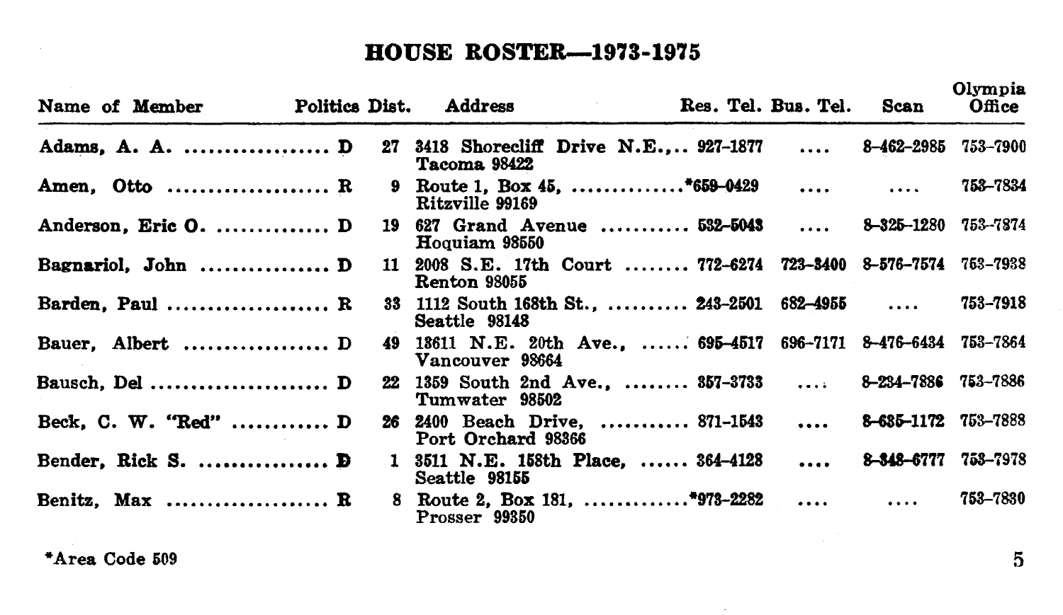## HOUSE ROSTER—1973-1975

| Name of Member | Politics | Dist. | Address | Res. Tel. | Bus. Tel. | Scan | Olympia Office |
|---|---|---|---|---|---|---|---|
| Adams, A. A. | D | 27 | 3418 Shorecliff Drive N.E., Tacoma 98422 | 927-1877 | .... | 8-462-2985 | 753-7900 |
| Amen, Otto | R | 9 | Route 1, Box 45, Ritzville 99169 | *659-0429 | .... | .... | 753-7834 |
| Anderson, Eric O. | D | 19 | 627 Grand Avenue Hoquiam 98550 | 532-5043 | .... | 8-325-1280 | 753-7874 |
| Bagnariol, John | D | 11 | 2008 S.E. 17th Court Renton 98055 | 772-6274 | 723-3400 | 8-576-7574 | 753-7938 |
| Barden, Paul | R | 33 | 1112 South 168th St., Seattle 98148 | 243-2501 | 682-4955 | .... | 753-7918 |
| Bauer, Albert | D | 49 | 13611 N.E. 20th Ave., Vancouver 98664 | 695-4517 | 696-7171 | 8-476-6434 | 753-7864 |
| Bausch, Del | D | 22 | 1359 South 2nd Ave., Tumwater 98502 | 357-3733 | .... | 8-234-7886 | 753-7886 |
| Beck, C. W. "Red" | D | 26 | 2400 Beach Drive, Port Orchard 98366 | 871-1543 | .... | 8-685-1172 | 753-7888 |
| Bender, Rick S. | D | 1 | 3511 N.E. 158th Place, Seattle 98155 | 364-4128 | .... | 8-348-6777 | 753-7978 |
| Benitz, Max | R | 8 | Route 2, Box 181, Prosser 99350 | *973-2282 | .... | .... | 753-7830 |

*Area Code 509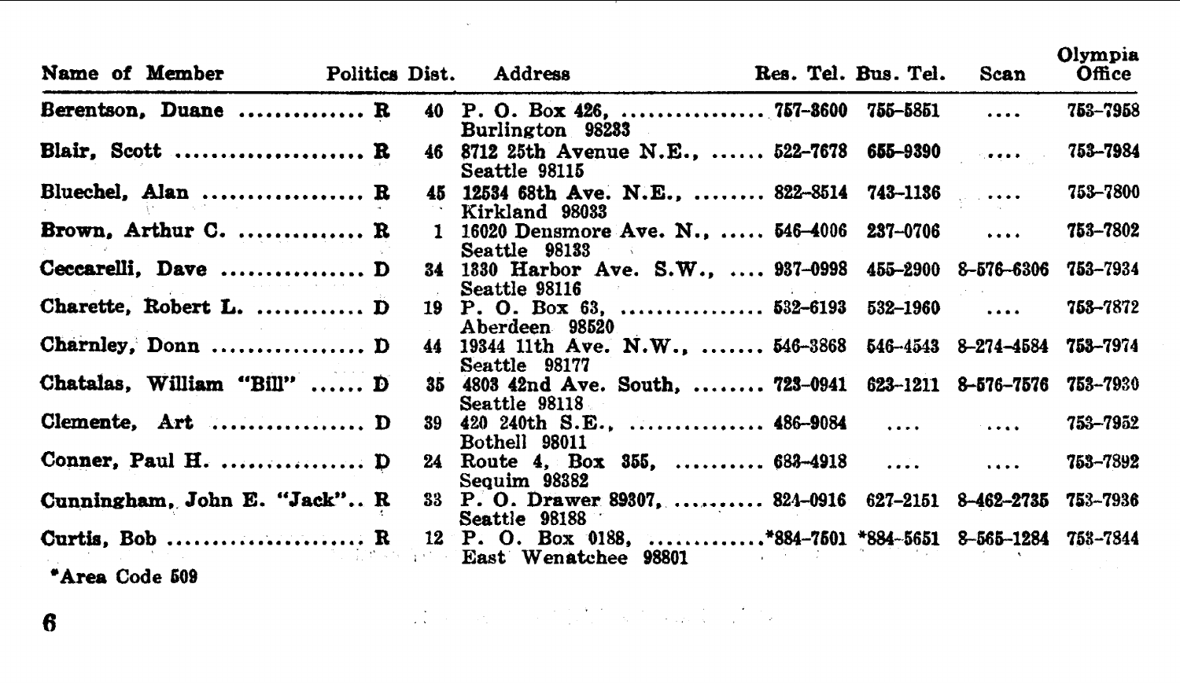| Name of Member | Politics | Dist. | Address | Res. Tel. | Bus. Tel. | Scan | Olympia Office |
|---|---|---|---|---|---|---|---|
| Berentson, Duane | R | 40 | P. O. Box 426, Burlington 98233 | 757-3600 | 755-5851 | .... | 753-7958 |
| Blair, Scott | R | 46 | 8712 25th Avenue N.E., Seattle 98115 | 522-7678 | 655-9390 | .... | 753-7984 |
| Bluechel, Alan | R | 45 | 12534 68th Ave. N.E., Kirkland 98033 | 822-3514 | 743-1136 | .... | 753-7800 |
| Brown, Arthur C. | R | 1 | 16020 Densmore Ave. N., Seattle 98133 | 546-4006 | 237-0706 | .... | 753-7802 |
| Ceccarelli, Dave | D | 34 | 1330 Harbor Ave. S.W., Seattle 98116 | 937-0998 | 455-2900 | 8-576-6306 | 753-7934 |
| Charette, Robert L. | D | 19 | P. O. Box 63, Aberdeen 98520 | 532-6193 | 532-1960 | .... | 753-7872 |
| Charnley, Donn | D | 44 | 19344 11th Ave. N.W., Seattle 98177 | 546-3868 | 546-4543 | 8-274-4584 | 753-7974 |
| Chatalas, William "Bill" | D | 35 | 4803 42nd Ave. South, Seattle 98118 | 723-0941 | 623-1211 | 8-576-7576 | 753-7930 |
| Clemente, Art | D | 39 | 420 240th S.E., Bothell 98011 | 486-9084 | .... | .... | 753-7952 |
| Conner, Paul H. | D | 24 | Route 4, Box 355, Sequim 98382 | 683-4918 | .... | .... | 753-7892 |
| Cunningham, John E. "Jack" | R | 33 | P. O. Drawer 89307, Seattle 98188 | 824-0916 | 627-2151 | 8-462-2735 | 753-7936 |
| Curtis, Bob | R | 12 | P. O. Box 0188, East Wenatchee 98801 | *884-7501 | *884-5651 | 8-565-1284 | 753-7844 |

*Area Code 509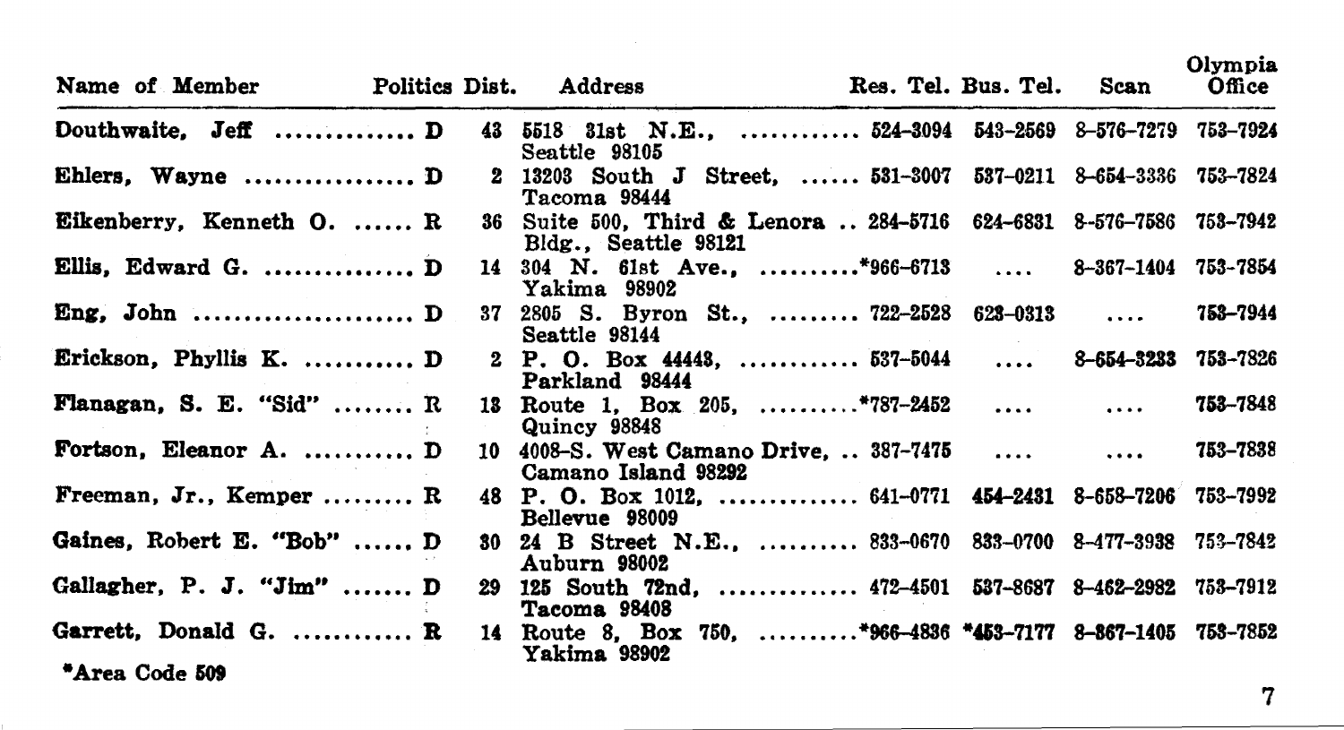| Name of Member | Politics | Dist. | Address | Res. Tel. | Bus. Tel. | Scan | Olympia Office |
|---|---|---|---|---|---|---|---|
| **Douthwaite, Jeff** | **D** | 43 | 5518 31st N.E., Seattle 98105 | 524-3094 | 543-2569 | 8-576-7279 | 753-7924 |
| **Ehlers, Wayne** | **D** | 2 | 13203 South J Street, Tacoma 98444 | 531-3007 | 537-0211 | 8-654-3336 | 753-7824 |
| **Eikenberry, Kenneth O.** | **R** | 36 | Suite 500, Third & Lenora Bldg., Seattle 98121 | 284-5716 | 624-6831 | 8-576-7586 | 753-7942 |
| **Ellis, Edward G.** | **D** | 14 | 304 N. 61st Ave., Yakima 98902 | *966-6713 | .... | 8-367-1404 | 753-7854 |
| **Eng, John** | **D** | 37 | 2805 S. Byron St., Seattle 98144 | 722-2528 | 623-0313 | .... | 753-7944 |
| **Erickson, Phyllis K.** | **D** | 2 | P. O. Box 44443, Parkland 98444 | 537-5044 | .... | 8-654-3233 | 753-7826 |
| **Flanagan, S. E. "Sid"** | **R** | 13 | Route 1, Box 205, Quincy 98848 | *787-2452 | .... | .... | 753-7848 |
| **Fortson, Eleanor A.** | **D** | 10 | 4008-S. West Camano Drive, Camano Island 98292 | 387-7475 | .... | .... | 753-7838 |
| **Freeman, Jr., Kemper** | **R** | 48 | P. O. Box 1012, Bellevue 98009 | 641-0771 | 454-2431 | 8-658-7206 | 753-7992 |
| **Gaines, Robert E. "Bob"** | **D** | 30 | 24 B Street N.E., Auburn 98002 | 833-0670 | 833-0700 | 8-477-3938 | 753-7842 |
| **Gallagher, P. J. "Jim"** | **D** | 29 | 125 South 72nd, Tacoma 98408 | 472-4501 | 537-8687 | 8-462-2982 | 753-7912 |
| **Garrett, Donald G.** | **R** | 14 | Route 8, Box 750, Yakima 98902 | *966-4836 | *453-7177 | 8-867-1405 | 753-7852 |

*Area Code 509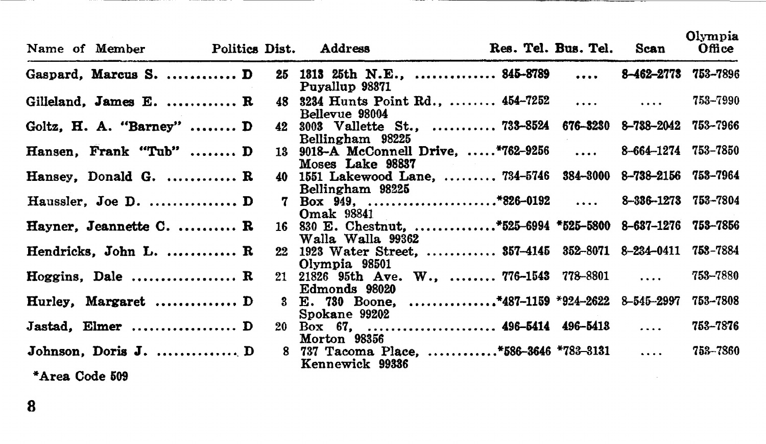| Name of Member | Politics | Dist. | Address | Res. Tel. | Bus. Tel. | Scan | Olympia Office |
|---|---|---|---|---|---|---|---|
| Gaspard, Marcus S. | D | 25 | 1313 25th N.E., Puyallup 98371 | 845-8789 | .... | 8-462-2773 | 753-7896 |
| Gilleland, James E. | R | 48 | 3234 Hunts Point Rd., Bellevue 98004 | 454-7252 | .... | .... | 753-7990 |
| Goltz, H. A. "Barney" | D | 42 | 3003 Vallette St., Bellingham 98225 | 733-8524 | 676-3230 | 8-738-2042 | 753-7966 |
| Hansen, Frank "Tub" | D | 13 | 9018-A McConnell Drive, Moses Lake 98837 | *762-9256 | .... | 8-664-1274 | 753-7850 |
| Hansey, Donald G. | R | 40 | 1551 Lakewood Lane, Bellingham 98225 | 734-5746 | 384-3000 | 8-738-2156 | 753-7964 |
| Haussler, Joe D. | D | 7 | Box 949, Omak 98841 | *826-0192 | .... | 8-336-1273 | 753-7804 |
| Hayner, Jeannette C. | R | 16 | 830 E. Chestnut, Walla Walla 99362 | *525-6994 | *525-5800 | 8-637-1276 | 753-7856 |
| Hendricks, John L. | R | 22 | 1923 Water Street, Olympia 98501 | 357-4145 | 352-8071 | 8-234-0411 | 753-7884 |
| Hoggins, Dale | R | 21 | 21826 95th Ave. W., Edmonds 98020 | 776-1543 | 778-8801 | .... | 753-7880 |
| Hurley, Margaret | D | 3 | E. 730 Boone, Spokane 99202 | *487-1159 | *924-2622 | 8-545-2997 | 753-7808 |
| Jastad, Elmer | D | 20 | Box 67, Morton 98356 | 496-5414 | 496-5413 | .... | 753-7876 |
| Johnson, Doris J. | D | 8 | 737 Tacoma Place, Kennewick 99336 | *586-3646 | *783-3131 | .... | 753-7860 |

*Area Code 509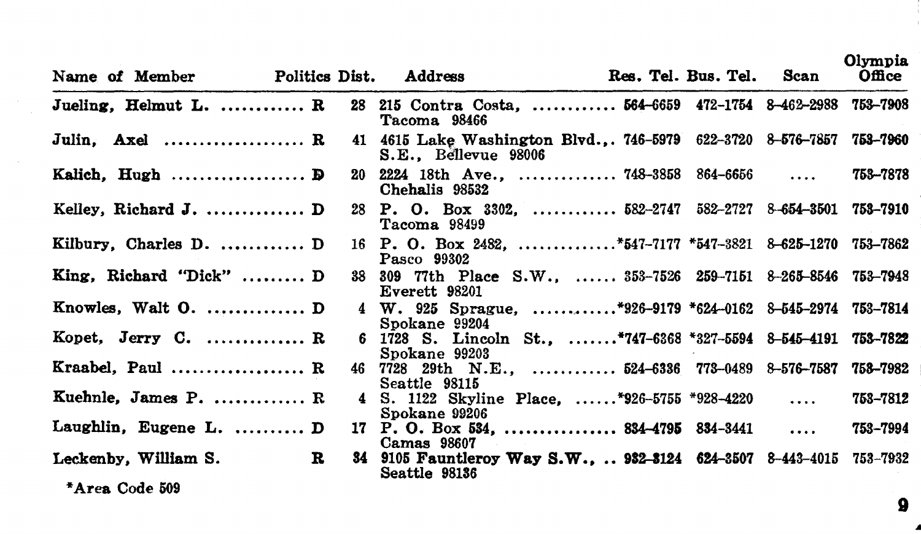| Name of Member | Politics | Dist. | Address | Res. Tel. | Bus. Tel. | Scan | Olympia Office |
|---|---|---|---|---|---|---|---|
| Jueling, Helmut L. | R | 28 | 215 Contra Costa, Tacoma 98466 | 564-6659 | 472-1754 | 8-462-2988 | 753-7908 |
| Julin, Axel | R | 41 | 4615 Lake Washington Blvd., S.E., Bellevue 98006 | 746-5979 | 622-3720 | 8-576-7857 | 753-7960 |
| Kalich, Hugh | D | 20 | 2224 18th Ave., Chehalis 98532 | 748-3858 | 864-6656 | .... | 753-7878 |
| Kelley, Richard J. | D | 28 | P. O. Box 3302, Tacoma 98499 | 582-2747 | 582-2727 | 8-654-3501 | 753-7910 |
| Kilbury, Charles D. | D | 16 | P. O. Box 2482, Pasco 99302 | *547-7177 | *547-3821 | 8-625-1270 | 753-7862 |
| King, Richard "Dick" | D | 38 | 309 77th Place S.W., Everett 98201 | 353-7526 | 259-7151 | 8-265-8546 | 753-7948 |
| Knowles, Walt O. | D | 4 | W. 925 Sprague, Spokane 99204 | *926-9179 | *624-0162 | 8-545-2974 | 753-7814 |
| Kopet, Jerry C. | R | 6 | 1728 S. Lincoln St., Spokane 99203 | *747-6368 | *327-5594 | 8-545-4191 | 753-7822 |
| Kraabel, Paul | R | 46 | 7728 29th N.E., Seattle 98115 | 524-6336 | 773-0489 | 8-576-7587 | 753-7982 |
| Kuehnle, James P. | R | 4 | S. 1122 Skyline Place, Spokane 99206 | *926-5755 | *928-4220 | .... | 753-7812 |
| Laughlin, Eugene L. | D | 17 | P. O. Box 534, Camas 98607 | 834-4795 | 834-3441 | .... | 753-7994 |
| Leckenby, William S. | R | 34 | 9105 Fauntleroy Way S.W., Seattle 98136 | 932-3124 | 624-3507 | 8-443-4015 | 753-7932 |

*Area Code 509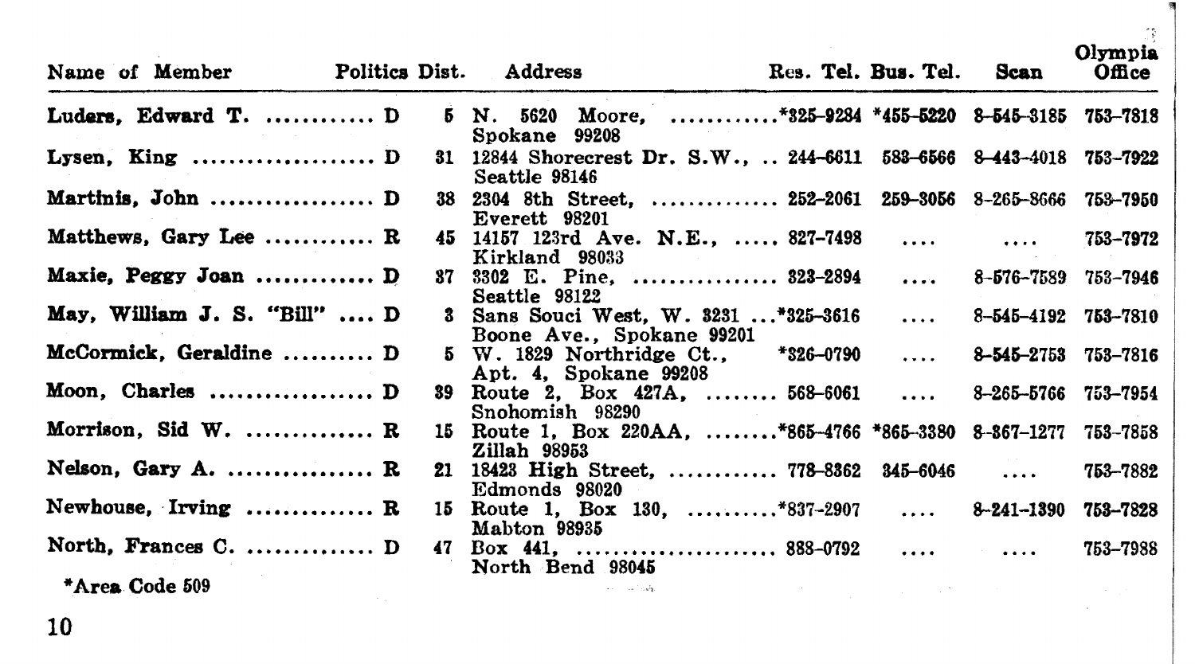| Name of Member | Politics | Dist. | Address | Res. Tel. | Bus. Tel. | Scan | Olympia Office |
|---|---|---|---|---|---|---|---|
| **Luders, Edward T.** | D | 5 | N. 5620 Moore, Spokane 99208 | *325-9234 | *455-5220 | 8-545-3185 | 753-7818 |
| **Lysen, King** | D | 31 | 12844 Shorecrest Dr. S.W., Seattle 98146 | 244-6611 | 583-6566 | 8-443-4018 | 753-7922 |
| **Martinis, John** | D | 38 | 2304 8th Street, Everett 98201 | 252-2061 | 259-3056 | 8-265-8666 | 753-7950 |
| **Matthews, Gary Lee** | R | 45 | 14157 123rd Ave. N.E., Kirkland 98033 | 827-7498 | .... | .... | 753-7972 |
| **Maxie, Peggy Joan** | D | 37 | 3302 E. Pine, Seattle 98122 | 323-2894 | .... | 8-576-7589 | 753-7946 |
| **May, William J. S. "Bill"** | D | 3 | Sans Souci West, W. 3231 Boone Ave., Spokane 99201 | *325-3616 | .... | 8-545-4192 | 753-7810 |
| **McCormick, Geraldine** | D | 5 | W. 1829 Northridge Ct., Apt. 4, Spokane 99208 | *326-0790 | .... | 8-545-2753 | 753-7816 |
| **Moon, Charles** | D | 39 | Route 2, Box 427A, Snohomish 98290 | 568-6061 | .... | 8-265-5766 | 753-7954 |
| **Morrison, Sid W.** | R | 15 | Route 1, Box 220AA, Zillah 98953 | *865-4766 | *865-3380 | 8-367-1277 | 753-7858 |
| **Nelson, Gary A.** | R | 21 | 18423 High Street, Edmonds 98020 | 778-8362 | 345-6046 | .... | 753-7882 |
| **Newhouse, Irving** | R | 15 | Route 1, Box 130, Mabton 98935 | *837-2907 | .... | 8-241-1390 | 753-7828 |
| **North, Frances C.** | D | 47 | Box 441, North Bend 98045 | 888-0792 | .... | .... | 753-7988 |

*Area Code 509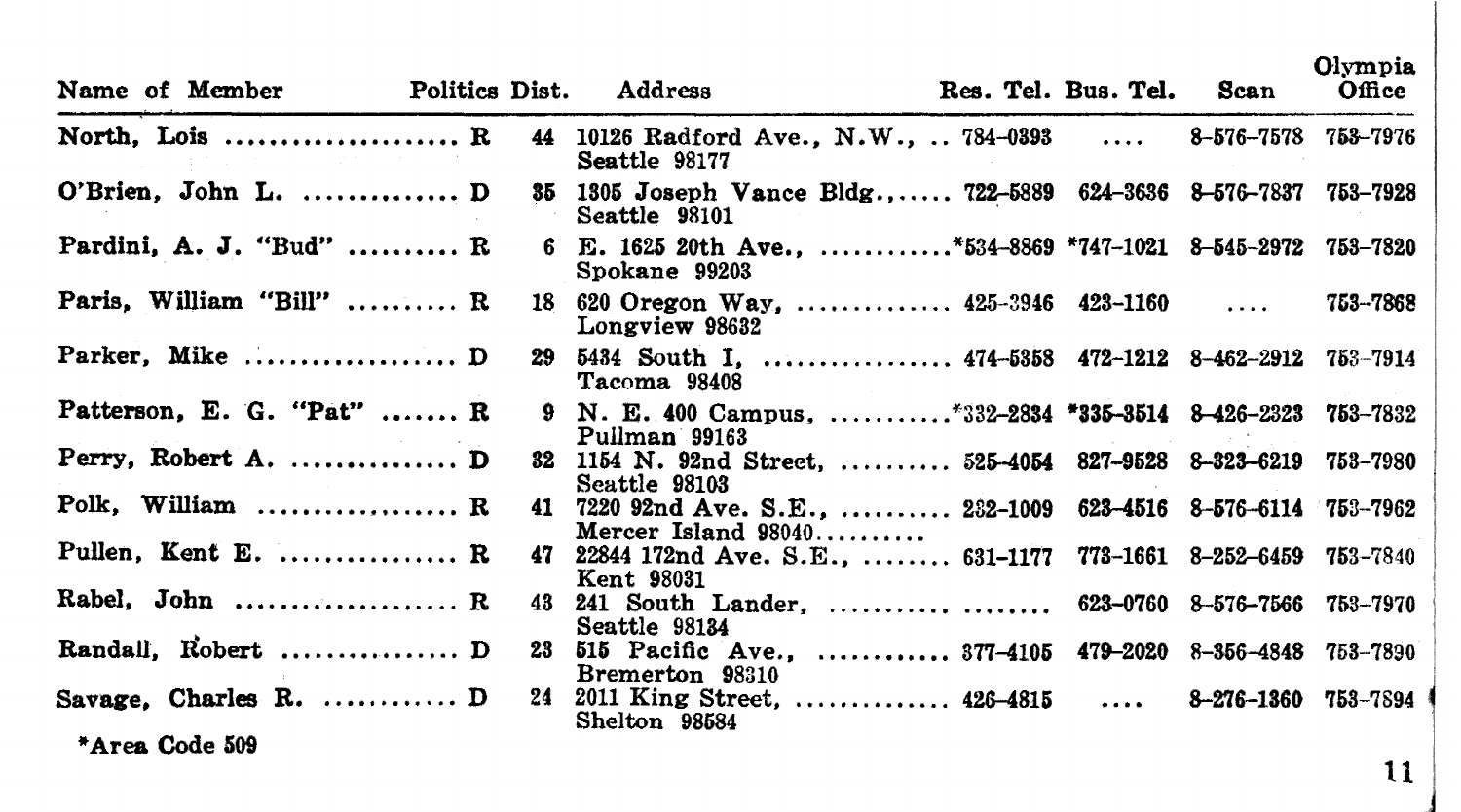| Name of Member | Politics | Dist. | Address | Res. Tel. | Bus. Tel. | Scan | Olympia Office |
|---|---|---|---|---|---|---|---|
| North, Lois | R | 44 | 10126 Radford Ave., N.W., Seattle 98177 | 784-0393 | .... | 8-576-7578 | 753-7976 |
| O'Brien, John L. | D | 35 | 1305 Joseph Vance Bldg., Seattle 98101 | 722-5889 | 624-3636 | 8-576-7837 | 753-7928 |
| Pardini, A. J. "Bud" | R | 6 | E. 1625 20th Ave., Spokane 99203 | *534-8869 | *747-1021 | 8-545-2972 | 753-7820 |
| Paris, William "Bill" | R | 18 | 620 Oregon Way, Longview 98632 | 425-3946 | 423-1160 | .... | 753-7868 |
| Parker, Mike | D | 29 | 5434 South I, Tacoma 98408 | 474-5358 | 472-1212 | 8-462-2912 | 753-7914 |
| Patterson, E. G. "Pat" | R | 9 | N. E. 400 Campus, Pullman 99163 | *332-2834 | *335-3514 | 8-426-2323 | 753-7832 |
| Perry, Robert A. | D | 32 | 1154 N. 92nd Street, Seattle 98103 | 525-4054 | 827-9528 | 8-323-6219 | 753-7980 |
| Polk, William | R | 41 | 7220 92nd Ave. S.E., Mercer Island 98040 | 232-1009 | 623-4516 | 8-576-6114 | 753-7962 |
| Pullen, Kent E. | R | 47 | 22844 172nd Ave. S.E., Kent 98031 | 631-1177 | 773-1661 | 8-252-6459 | 753-7840 |
| Rabel, John | R | 43 | 241 South Lander, Seattle 98134 | | 623-0760 | 8-576-7566 | 753-7970 |
| Randall, Robert | D | 23 | 515 Pacific Ave., Bremerton 98310 | 377-4105 | 479-2020 | 8-356-4848 | 753-7890 |
| Savage, Charles R. | D | 24 | 2011 King Street, Shelton 98584 | 426-4815 | .... | 8-276-1360 | 753-7894 |

*Area Code 509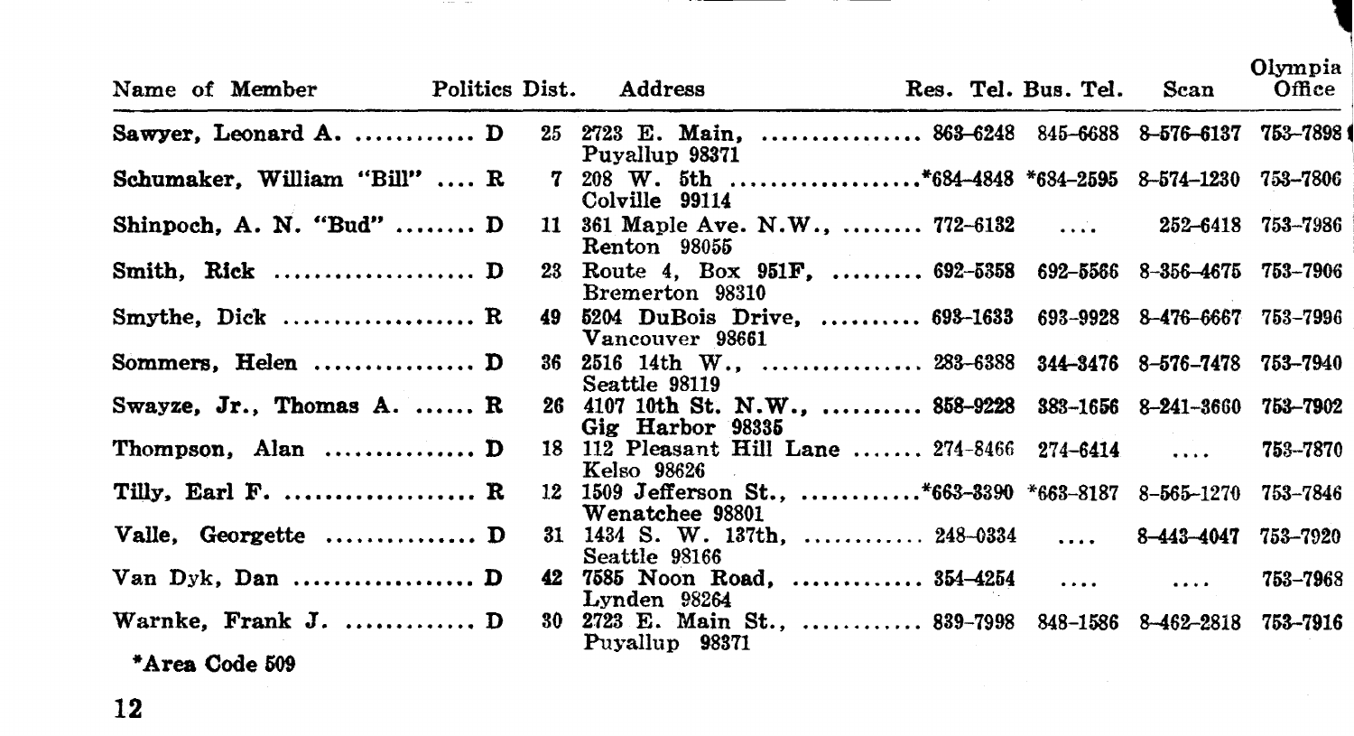| Name of Member | Politics | Dist. | Address | Res. Tel. | Bus. Tel. | Scan | Olympia Office |
|---|---|---|---|---|---|---|---|
| Sawyer, Leonard A. | D | 25 | 2723 E. Main, Puyallup 98371 | 863-6248 | 845-6688 | 8-576-6137 | 753-7898 |
| Schumaker, William "Bill" | R | 7 | 208 W. 5th Colville 99114 | *684-4848 | *684-2595 | 8-574-1230 | 753-7806 |
| Shinpoch, A. N. "Bud" | D | 11 | 361 Maple Ave. N.W., Renton 98055 | 772-6132 | .... | 252-6418 | 753-7986 |
| Smith, Rick | D | 23 | Route 4, Box 951F, Bremerton 98310 | 692-5358 | 692-5566 | 8-356-4675 | 753-7906 |
| Smythe, Dick | R | 49 | 5204 DuBois Drive, Vancouver 98661 | 693-1633 | 693-9928 | 8-476-6667 | 753-7996 |
| Sommers, Helen | D | 36 | 2516 14th W., Seattle 98119 | 283-6388 | 344-3476 | 8-576-7478 | 753-7940 |
| Swayze, Jr., Thomas A. | R | 26 | 4107 10th St. N.W., Gig Harbor 98335 | 858-9228 | 383-1656 | 8-241-3660 | 753-7902 |
| Thompson, Alan | D | 18 | 112 Pleasant Hill Lane Kelso 98626 | 274-8466 | 274-6414 | .... | 753-7870 |
| Tilly, Earl F. | R | 12 | 1509 Jefferson St., Wenatchee 98801 | *663-3390 | *663-8187 | 8-565-1270 | 753-7846 |
| Valle, Georgette | D | 31 | 1434 S. W. 137th, Seattle 98166 | 248-0334 | .... | 8-443-4047 | 753-7920 |
| Van Dyk, Dan | D | 42 | 7585 Noon Road, Lynden 98264 | 354-4254 | .... | .... | 753-7968 |
| Warnke, Frank J. | D | 30 | 2723 E. Main St., Puyallup 98371 | 839-7998 | 848-1586 | 8-462-2818 | 753-7916 |

*Area Code 509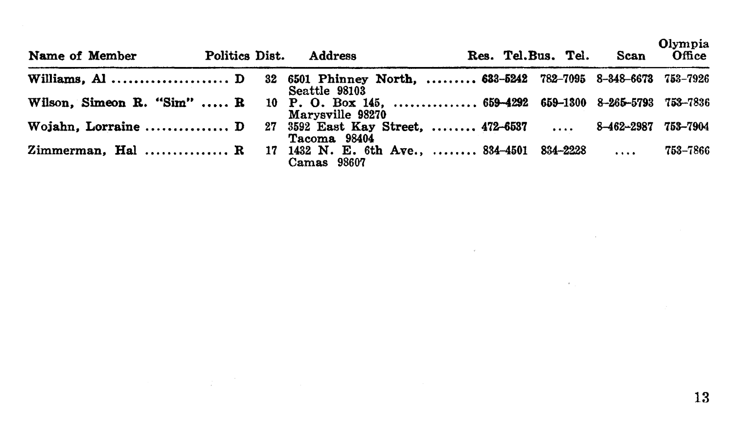| Name of Member | Politics | Dist. | Address | Res. Tel. | Bus. Tel. | Scan | Olympia Office |
|---|---|---|---|---|---|---|---|
| Williams, Al .................... | D | 32 | 6501 Phinney North, ......... Seattle 98103 | 633-5242 | 782-7095 | 8-348-6673 | 753-7926 |
| Wilson, Simeon R. "Sim" ..... | R | 10 | P. O. Box 145, ............... Marysville 98270 | 659-4292 | 659-1300 | 8-265-5793 | 753-7836 |
| Wojahn, Lorraine .............. | D | 27 | 3592 East Kay Street, ........ Tacoma 98404 | 472-6537 | .... | 8-462-2987 | 753-7904 |
| Zimmerman, Hal .............. | R | 17 | 1432 N. E. 6th Ave., ........ Camas 98607 | 834-4501 | 834-2228 | .... | 753-7866 |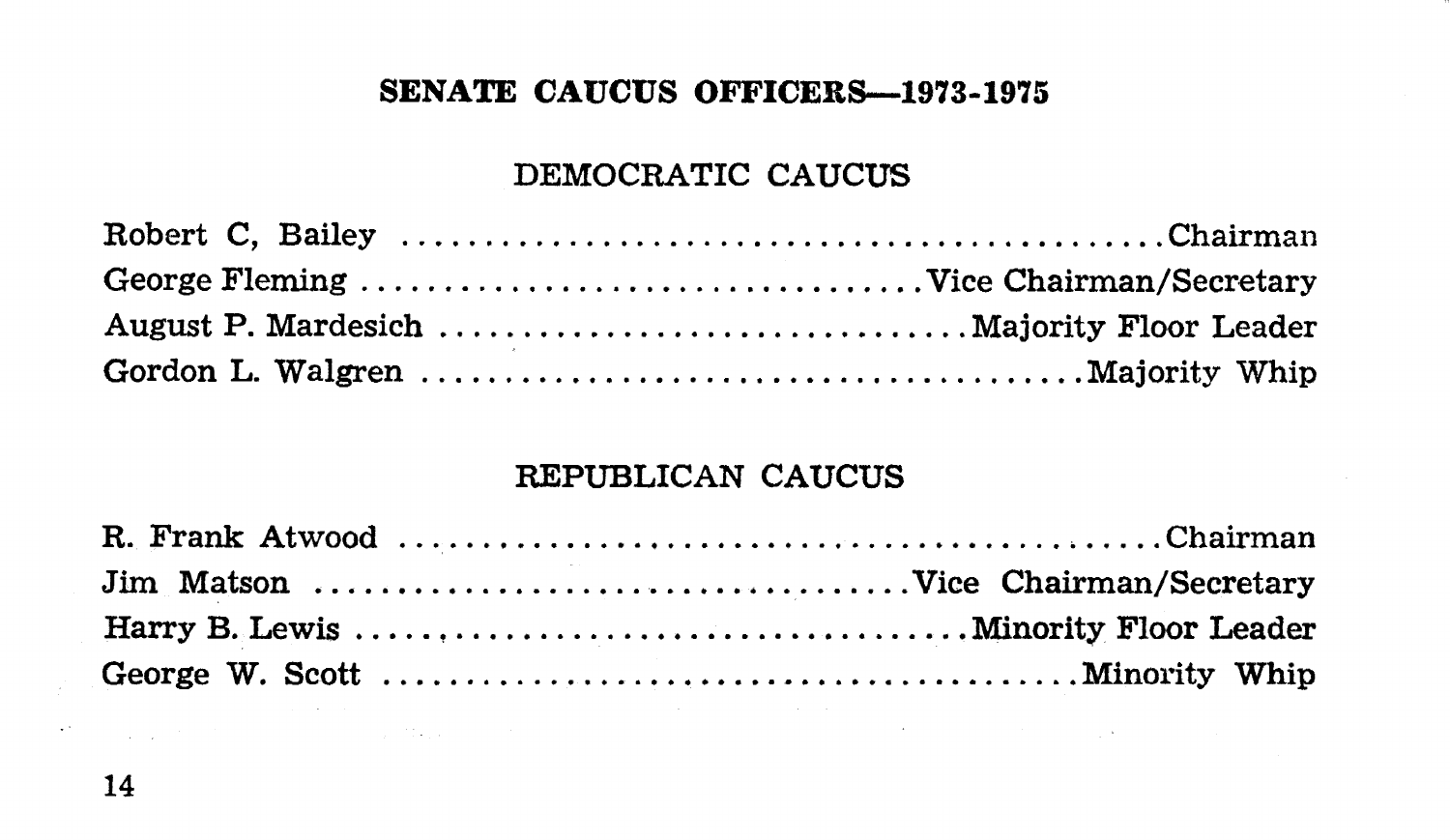## SENATE CAUCUS OFFICERS—1973-1975

### DEMOCRATIC CAUCUS

Robert C, Bailey ........................................Chairman
George Fleming ..............................Vice Chairman/Secretary
August P. Mardesich ..............................Majority Floor Leader
Gordon L. Walgren ..................................Majority Whip

### REPUBLICAN CAUCUS

R. Frank Atwood ........................................Chairman
Jim Matson ..............................Vice Chairman/Secretary
Harry B. Lewis ..............................Minority Floor Leader
George W. Scott ..................................Minority Whip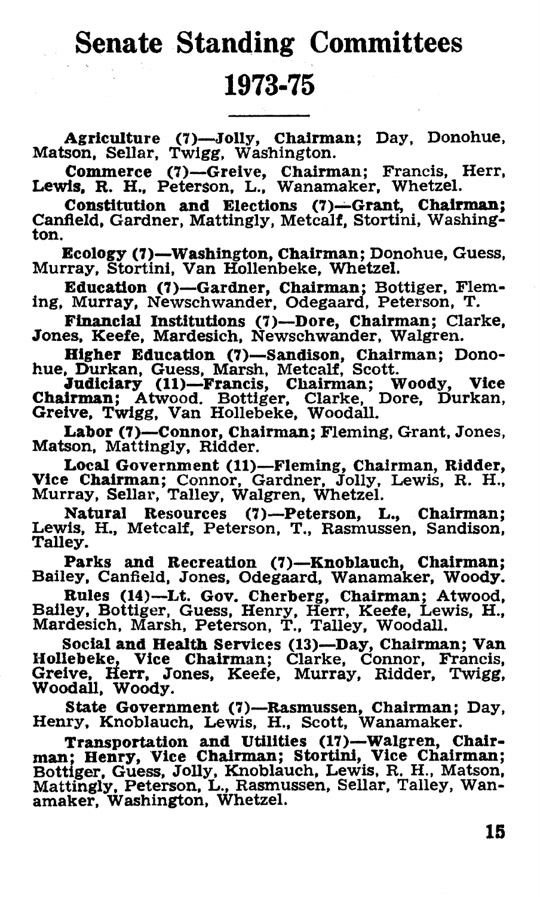# Senate Standing Committees

# 1973-75

**Agriculture (7)—Jolly, Chairman;** Day, Donohue, Matson, Sellar, Twigg, Washington.

**Commerce (7)—Greive, Chairman;** Francis, Herr, **Lewis, R. H.,** Peterson, L., Wanamaker, Whetzel.

**Constitution and Elections (7)—Grant, Chairman;** Canfield, Gardner, Mattingly, Metcalf, Stortini, Washington.

**Ecology (7)—Washington, Chairman;** Donohue, Guess, Murray, Stortini, Van Hollenbeke, Whetzel.

**Education (7)—Gardner, Chairman;** Bottiger, Fleming, Murray, Newschwander, Odegaard, Peterson, T.

**Financial Institutions (7)—Dore, Chairman;** Clarke, Jones, Keefe, Mardesich, Newschwander, Walgren.

**Higher Education (7)—Sandison, Chairman;** Donohue, Durkan, Guess, Marsh, Metcalf, Scott.

**Judiciary (11)—Francis, Chairman; Woody, Vice Chairman;** Atwood, Bottiger, Clarke, Dore, Durkan, Greive, Twigg, Van Hollebeke, Woodall.

**Labor (7)—Connor, Chairman;** Fleming, Grant, Jones, Matson, Mattingly, Ridder.

**Local Government (11)—Fleming, Chairman, Ridder, Vice Chairman;** Connor, Gardner, Jolly, Lewis, R. H., Murray, Sellar, Talley, Walgren, Whetzel.

**Natural Resources (7)—Peterson, L., Chairman;** Lewis, H., Metcalf, Peterson, T., Rasmussen, Sandison, Talley.

**Parks and Recreation (7)—Knoblauch, Chairman;** Bailey, Canfield, Jones, Odegaard, Wanamaker, Woody.

**Rules (14)—Lt. Gov. Cherberg, Chairman;** Atwood, Bailey, Bottiger, Guess, Henry, Herr, Keefe, Lewis, H., Mardesich, Marsh, Peterson, T., Talley, Woodall.

**Social and Health Services (13)—Day, Chairman; Van Hollebeke, Vice Chairman;** Clarke, Connor, Francis, Greive, Herr, Jones, Keefe, Murray, Ridder, Twigg, Woodall, Woody.

**State Government (7)—Rasmussen, Chairman;** Day, Henry, Knoblauch, Lewis, H., Scott, Wanamaker.

**Transportation and Utilities (17)—Walgren, Chairman; Henry, Vice Chairman; Stortini, Vice Chairman;** Bottiger, Guess, Jolly, Knoblauch, Lewis, R. H., Matson, Mattingly, Peterson, L., Rasmussen, Sellar, Talley, Wanamaker, Washington, Whetzel.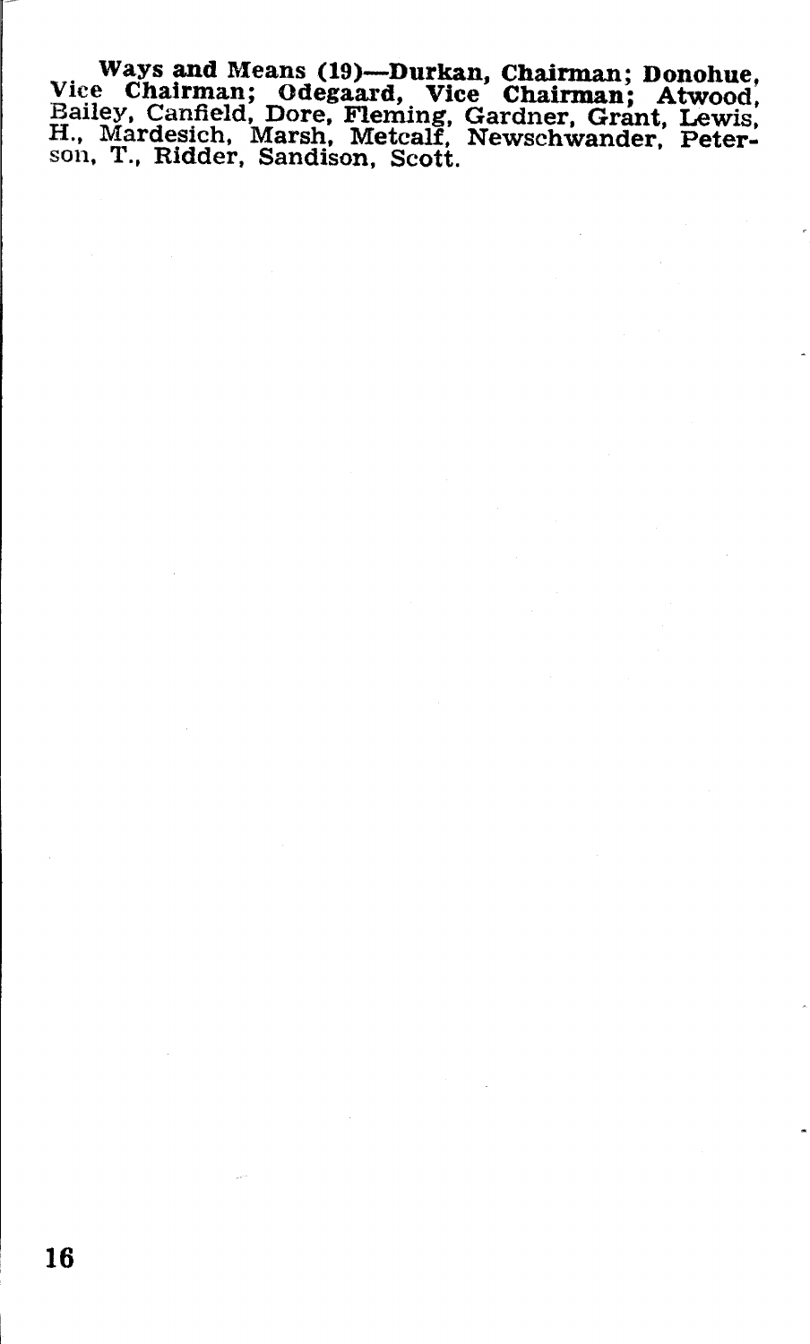**Ways and Means (19)—Durkan, Chairman; Donohue, Vice Chairman; Odegaard, Vice Chairman;** Atwood, Bailey, Canfield, Dore, Fleming, Gardner, Grant, Lewis, H., Mardesich, Marsh, Metcalf, Newschwander, Peterson, T., Ridder, Sandison, Scott.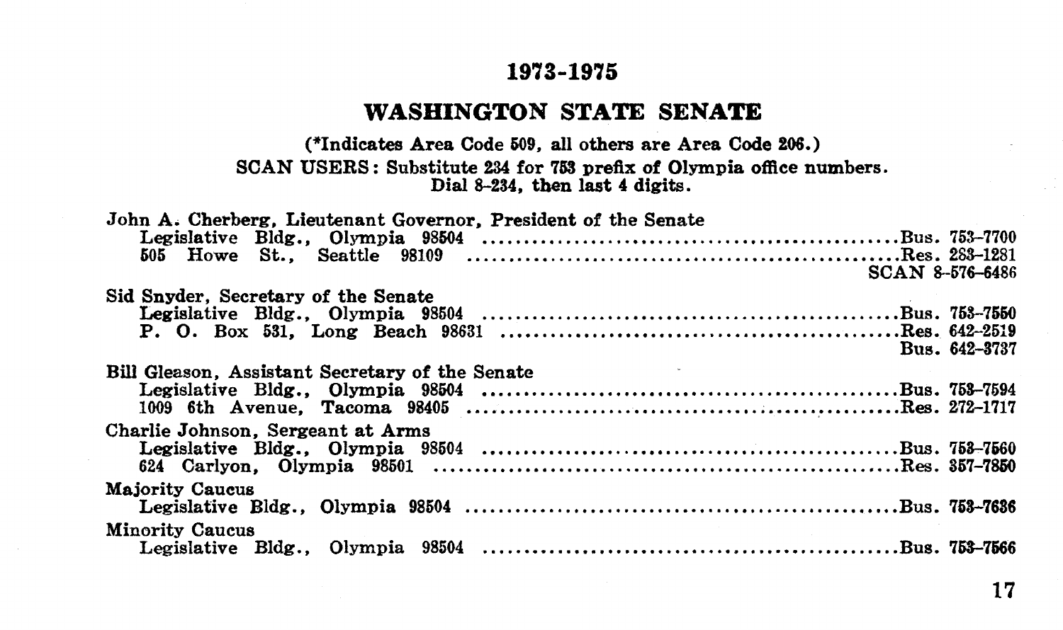# 1973-1975

## WASHINGTON STATE SENATE

**(*Indicates Area Code 509, all others are Area Code 206.)**

**SCAN USERS: Substitute 234 for 753 prefix of Olympia office numbers. Dial 8-234, then last 4 digits.**

John A. Cherberg, Lieutenant Governor, President of the Senate
- Legislative Bldg., Olympia 98504 .................... Bus. 753-7700
- 505 Howe St., Seattle 98109 .................... Res. 283-1281
- SCAN 8-576-6486

Sid Snyder, Secretary of the Senate
- Legislative Bldg., Olympia 98504 .................... Bus. 753-7550
- P. O. Box 531, Long Beach 98631 .................... Res. 642-2519
- Bus. 642-3737

Bill Gleason, Assistant Secretary of the Senate
- Legislative Bldg., Olympia 98504 .................... Bus. 753-7594
- 1009 6th Avenue, Tacoma 98405 .................... Res. 272-1717

Charlie Johnson, Sergeant at Arms
- Legislative Bldg., Olympia 98504 .................... Bus. 753-7560
- 624 Carlyon, Olympia 98501 .................... Res. 357-7850

Majority Caucus
- Legislative Bldg., Olympia 98504 .................... Bus. 753-7636

Minority Caucus
- Legislative Bldg., Olympia 98504 .................... Bus. 753-7566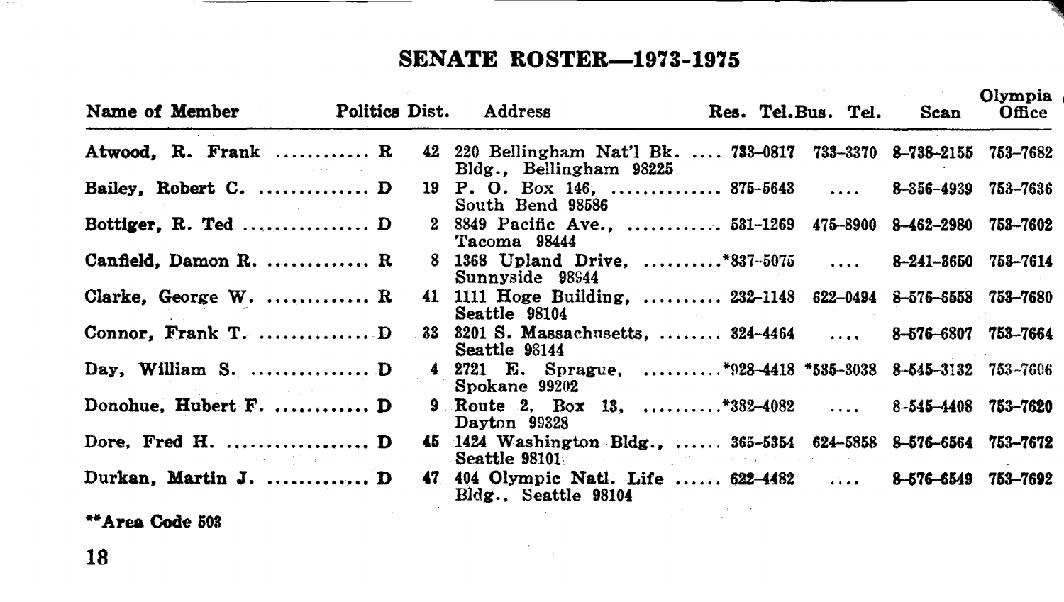## SENATE ROSTER—1973-1975

| Name of Member | Politics | Dist. | Address | Res. Tel. | Bus. Tel. | Scan | Olympia Office |
|---|---|---|---|---|---|---|---|
| Atwood, R. Frank | R | 42 | 220 Bellingham Nat'l Bk. Bldg., Bellingham 98225 | 733-0817 | 733-3370 | 8-738-2155 | 753-7682 |
| Bailey, Robert C. | D | 19 | P. O. Box 146, South Bend 98586 | 875-5643 | .... | 8-356-4939 | 753-7636 |
| Bottiger, R. Ted | D | 2 | 8849 Pacific Ave., Tacoma 98444 | 531-1269 | 475-8900 | 8-462-2980 | 753-7602 |
| Canfield, Damon R. | R | 8 | 1368 Upland Drive, Sunnyside 98944 | *837-5075 | .... | 8-241-3650 | 753-7614 |
| Clarke, George W. | R | 41 | 1111 Hoge Building, Seattle 98104 | 232-1148 | 622-0494 | 8-576-6558 | 753-7680 |
| Connor, Frank T. | D | 33 | 3201 S. Massachusetts, Seattle 98144 | 324-4464 | .... | 8-576-6807 | 753-7664 |
| Day, William S. | D | 4 | 2721 E. Sprague, Spokane 99202 | *928-4418 | *535-3038 | 8-545-3132 | 753-7606 |
| Donohue, Hubert F. | D | 9 | Route 2, Box 13, Dayton 99328 | *382-4082 | .... | 8-545-4408 | 753-7620 |
| Dore, Fred H. | D | 45 | 1424 Washington Bldg., Seattle 98101 | 365-5354 | 624-5858 | 8-576-6564 | 753-7672 |
| Durkan, Martin J. | D | 47 | 404 Olympic Natl. Life Bldg., Seattle 98104 | 622-4482 | .... | 8-576-6549 | 753-7692 |

**Area Code 503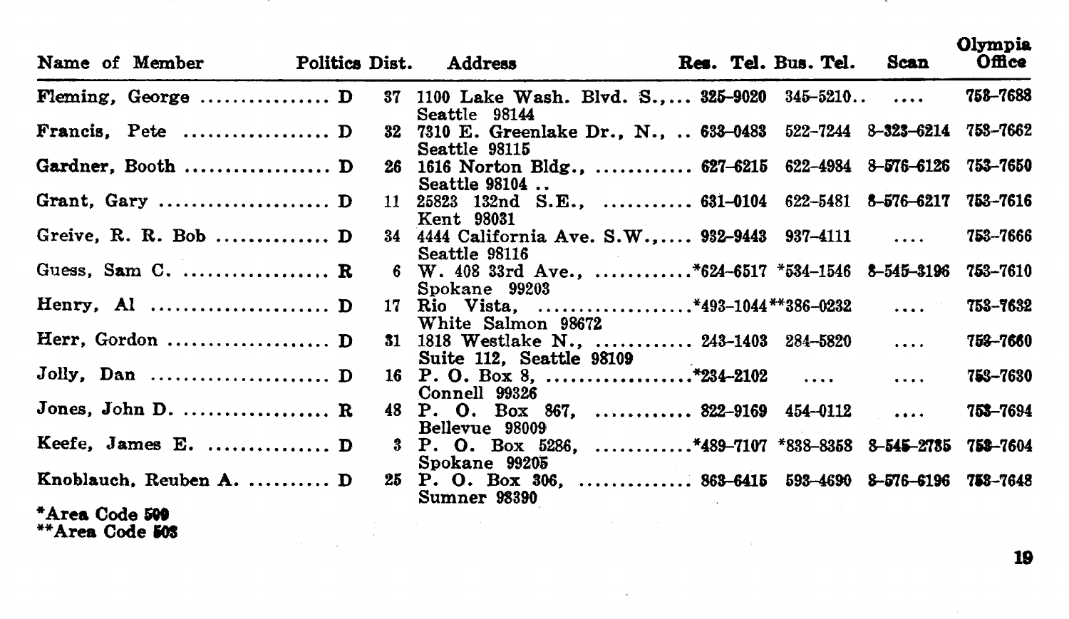| Name of Member | Politics | Dist. | Address | Res. Tel. | Bus. Tel. | Scan | Olympia Office |
|---|---|---|---|---|---|---|---|
| Fleming, George | D | 37 | 1100 Lake Wash. Blvd. S., Seattle 98144 | 325-9020 | 345-5210 | .... | 753-7688 |
| Francis, Pete | D | 32 | 7310 E. Greenlake Dr., N., Seattle 98115 | 633-0483 | 522-7244 | 8-323-6214 | 753-7662 |
| Gardner, Booth | D | 26 | 1616 Norton Bldg., Seattle 98104 | 627-6215 | 622-4984 | 8-576-6126 | 753-7650 |
| Grant, Gary | D | 11 | 25823 132nd S.E., Kent 98031 | 631-0104 | 622-5481 | 8-576-6217 | 753-7616 |
| Greive, R. R. Bob | D | 34 | 4444 California Ave. S.W., Seattle 98116 | 932-9443 | 937-4111 | .... | 753-7666 |
| Guess, Sam C. | R | 6 | W. 408 33rd Ave., Spokane 99203 | *624-6517 | *534-1546 | 8-545-3196 | 753-7610 |
| Henry, Al | D | 17 | Rio Vista, White Salmon 98672 | *493-1044 | **386-0232 | .... | 753-7632 |
| Herr, Gordon | D | 31 | 1818 Westlake N., Suite 112, Seattle 98109 | 243-1403 | 284-5820 | .... | 753-7660 |
| Jolly, Dan | D | 16 | P. O. Box 8, Connell 99326 | *234-2102 | .... | .... | 753-7630 |
| Jones, John D. | R | 48 | P. O. Box 867, Bellevue 98009 | 822-9169 | 454-0112 | .... | 753-7694 |
| Keefe, James E. | D | 3 | P. O. Box 5286, Spokane 99205 | *489-7107 | *838-8358 | 8-545-2785 | 753-7604 |
| Knoblauch, Reuben A. | D | 25 | P. O. Box 306, Sumner 98390 | 863-6415 | 593-4690 | 8-576-6196 | 753-7648 |

*Area Code 509
**Area Code 503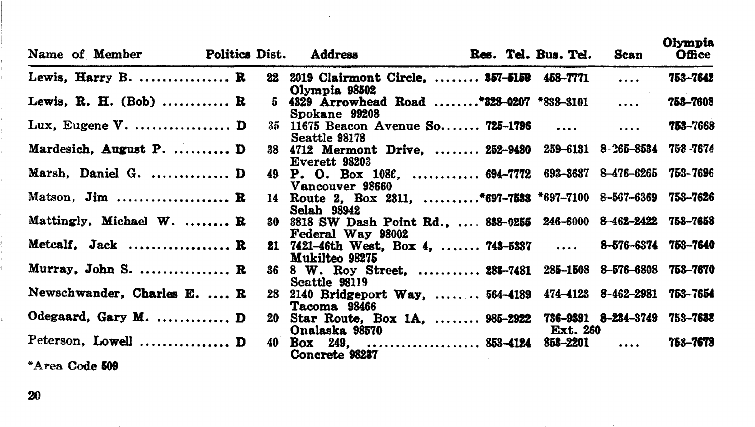| Name of Member | Politics | Dist. | Address | Res. Tel. | Bus. Tel. | Scan | Olympia Office |
|---|---|---|---|---|---|---|---|
| Lewis, Harry B. ................ | R | 22 | 2019 Clairmont Circle, ........ Olympia 98502 | 357-5159 | 458-7771 | .... | 753-7642 |
| Lewis, R. H. (Bob) ............ | R | 5 | 4329 Arrowhead Road ........ Spokane 99208 | *328-0207 | *838-3101 | .... | 753-7608 |
| Lux, Eugene V. ................. | D | 35 | 11675 Beacon Avenue So....... Seattle 98178 | 725-1796 | .... | .... | 753-7668 |
| Mardesich, August P. .......... | D | 38 | 4712 Mermont Drive, ........ Everett 98203 | 252-9480 | 259-6131 | 8-265-8534 | 753-7674 |
| Marsh, Daniel G. .............. | D | 49 | P. O. Box 1086, ............ Vancouver 98660 | 694-7772 | 693-3637 | 8-476-6265 | 753-7696 |
| Matson, Jim .................... | R | 14 | Route 2, Box 2311, .......... Selah 98942 | *697-7533 | *697-7100 | 8-567-6369 | 753-7626 |
| Mattingly, Michael W. ........ | R | 30 | 3818 SW Dash Point Rd., .... Federal Way 98002 | 838-0255 | 246-6000 | 8-462-2422 | 753-7658 |
| Metcalf, Jack .................. | R | 21 | 7421-46th West, Box 4, ....... Mukilteo 98275 | 743-5337 | .... | 8-576-6374 | 753-7640 |
| Murray, John S. ................ | R | 36 | 8 W. Roy Street, ........... Seattle 98119 | 282-7481 | 285-1508 | 8-576-6808 | 753-7670 |
| Newschwander, Charles E. .... | R | 28 | 2140 Bridgeport Way, ....... Tacoma 98466 | 564-4189 | 474-4123 | 8-462-2981 | 753-7654 |
| Odegaard, Gary M. ............ | D | 20 | Star Route, Box 1A, ........ Onalaska 98570 | 985-2922 | 736-9391 Ext. 260 | 8-234-3749 | 753-7638 |
| Peterson, Lowell ............... | D | 40 | Box 249, .................... Concrete 98237 | 853-4124 | 853-2201 | .... | 753-7678 |

*Area Code 509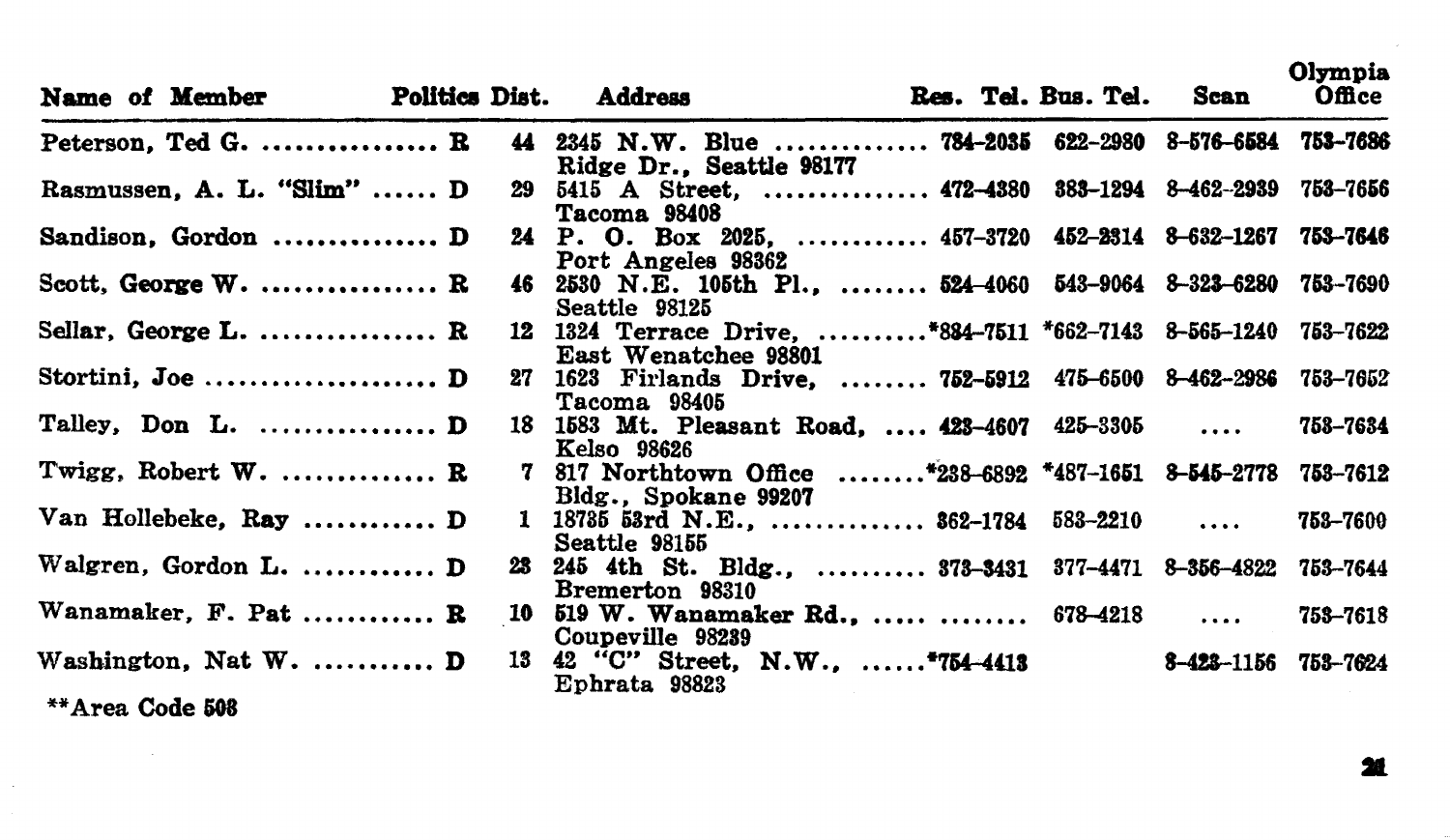| Name of Member | Politics | Dist. | Address | Res. Tel. | Bus. Tel. | Scan | Olympia Office |
|---|---|---|---|---|---|---|---|
| Peterson, Ted G. | R | 44 | 2345 N.W. Blue Ridge Dr., Seattle 98177 | 784–2035 | 622–2980 | 8–576–6584 | 753–7686 |
| Rasmussen, A. L. "Slim" | D | 29 | 5415 A Street, Tacoma 98408 | 472–4380 | 383–1294 | 8–462–2939 | 753–7656 |
| Sandison, Gordon | D | 24 | P. O. Box 2025, Port Angeles 98362 | 457–3720 | 452–2314 | 8–632–1267 | 753–7646 |
| Scott, George W. | R | 46 | 2530 N.E. 105th Pl., Seattle 98125 | 524–4060 | 543–9064 | 8–323–6280 | 753–7690 |
| Sellar, George L. | R | 12 | 1324 Terrace Drive, East Wenatchee 98801 | *884–7511 | *662–7143 | 8–565–1240 | 753–7622 |
| Stortini, Joe | D | 27 | 1623 Firlands Drive, Tacoma 98405 | 752–5912 | 475–6500 | 8–462–2986 | 753–7652 |
| Talley, Don L. | D | 18 | 1583 Mt. Pleasant Road, Kelso 98626 | 423–4607 | 425–3305 | .... | 753–7634 |
| Twigg, Robert W. | R | 7 | 817 Northtown Office Bldg., Spokane 99207 | *238–6892 | *487–1651 | 8–545–2778 | 753–7612 |
| Van Hollebeke, Ray | D | 1 | 18735 53rd N.E., Seattle 98155 | 362–1784 | 583–2210 | .... | 753–7600 |
| Walgren, Gordon L. | D | 23 | 245 4th St. Bldg., Bremerton 98310 | 373–3431 | 377–4471 | 8–356–4822 | 753–7644 |
| Wanamaker, F. Pat | R | 10 | 519 W. Wanamaker Rd., Coupeville 98239 | | 678–4218 | .... | 753–7618 |
| Washington, Nat W. | D | 13 | 42 "C" Street, N.W., Ephrata 98823 | *754–4413 | | 8–423–1156 | 753–7624 |

**Area Code 508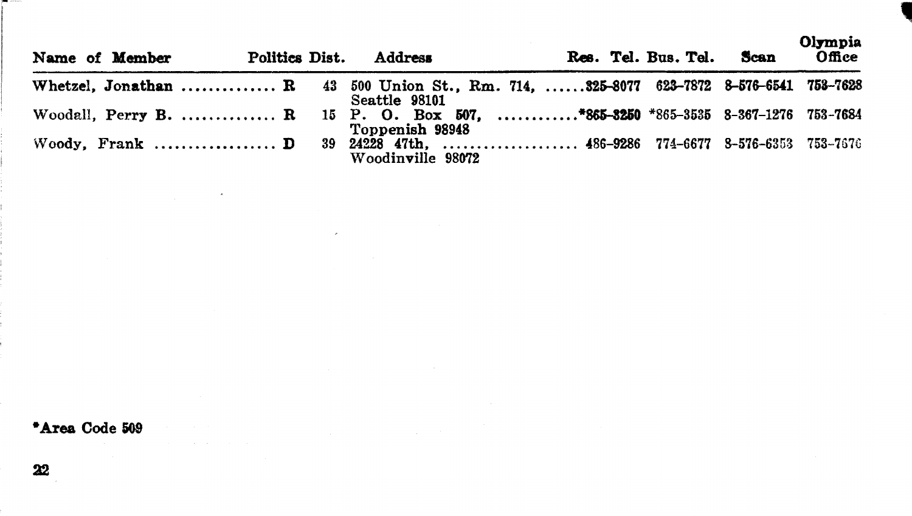| Name of Member | Politics | Dist. | Address | Res. Tel. | Bus. Tel. | Scan | Olympia Office |
|---|---|---|---|---|---|---|---|
| Whetzel, Jonathan | R | 43 | 500 Union St., Rm. 714, Seattle 98101 | 325-8077 | 623-7872 | 8-576-6541 | 753-7628 |
| Woodall, Perry B. | R | 15 | P. O. Box 507, Toppenish 98948 | *865-3250 | *865-3535 | 8-367-1276 | 753-7684 |
| Woody, Frank | D | 39 | 24228 47th, Woodinville 98072 | 486-9286 | 774-6677 | 8-576-6353 | 753-7676 |

*Area Code 509